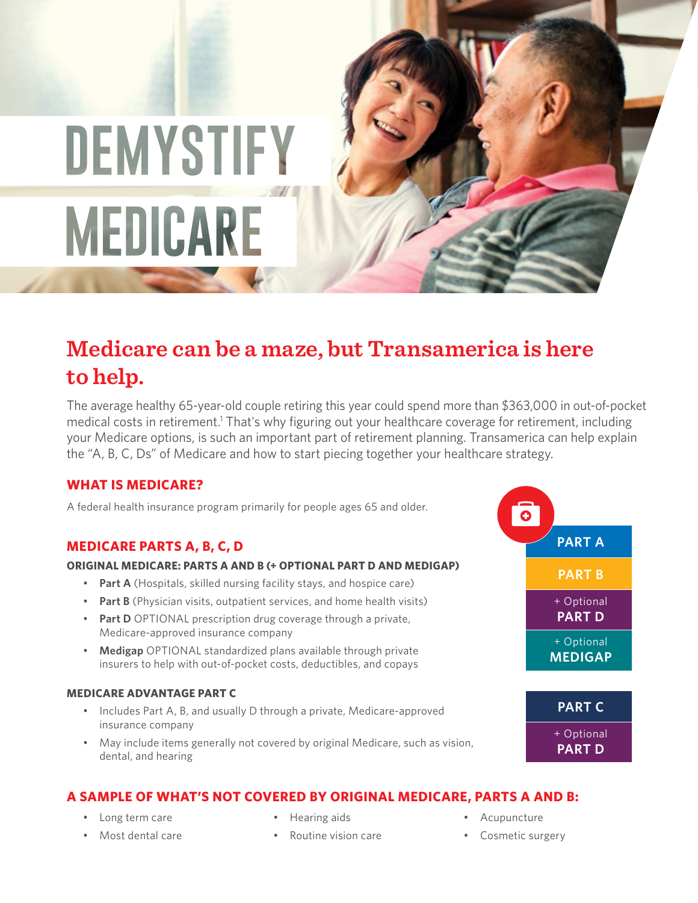# DEMYSTIFY MEDICARE

## Medicare can be a maze, but Transamerica is here to help.

The average healthy 65-year-old couple retiring this year could spend more than $363,000 in out-of-pocket medical costs in retirement.[1] That's why figuring out your healthcare coverage for retirement, including your Medicare options, is such an important part of retirement planning. Transamerica can help explain the "A, B, C, Ds" of Medicare and how to start piecing together your healthcare strategy.

### WHAT IS MEDICARE?

A federal health insurance program primarily for people ages 65 and older.

### MEDICARE PARTS A, B, C, D

**ORIGINAL MEDICARE: PARTS A AND B (+ OPTIONAL PART D AND MEDIGAP)**

- **Part A** (Hospitals, skilled nursing facility stays, and hospice care)
- **Part B** (Physician visits, outpatient services, and home health visits)
- **Part D** OPTIONAL prescription drug coverage through a private, Medicare-approved insurance company
- **Medigap** OPTIONAL standardized plans available through private insurers to help with out-of-pocket costs, deductibles, and copays

**MEDICARE ADVANTAGE PART C**

- Includes Part A, B, and usually D through a private, Medicare-approved insurance company
- May include items generally not covered by original Medicare, such as vision, dental, and hearing

PART A
PART B
+ Optional PART D
+ Optional MEDIGAP

PART C
+ Optional PART D

### A SAMPLE OF WHAT'S NOT COVERED BY ORIGINAL MEDICARE, PARTS A AND B:

- Long term care
- Most dental care
- Hearing aids
- Routine vision care
- Acupuncture
- Cosmetic surgery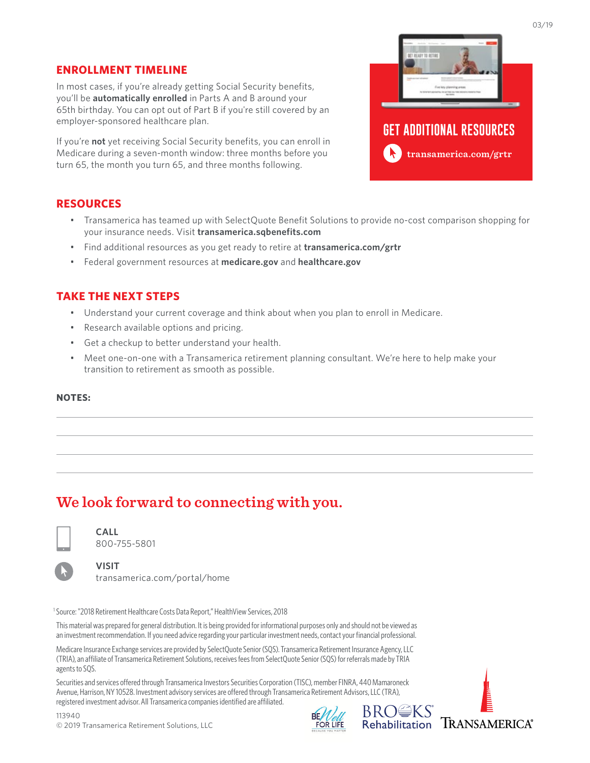## ENROLLMENT TIMELINE

In most cases, if you're already getting Social Security benefits, you'll be **automatically enrolled** in Parts A and B around your 65th birthday. You can opt out of Part B if you're still covered by an employer-sponsored healthcare plan.

If you're **not** yet receiving Social Security benefits, you can enroll in Medicare during a seven-month window: three months before you turn 65, the month you turn 65, and three months following.

## GET ADDITIONAL RESOURCES

transamerica.com/grtr

## RESOURCES

- Transamerica has teamed up with SelectQuote Benefit Solutions to provide no-cost comparison shopping for your insurance needs. Visit **transamerica.sqbenefits.com**
- Find additional resources as you get ready to retire at **transamerica.com/grtr**
- Federal government resources at **medicare.gov** and **healthcare.gov**

## TAKE THE NEXT STEPS

- Understand your current coverage and think about when you plan to enroll in Medicare.
- Research available options and pricing.
- Get a checkup to better understand your health.
- Meet one-on-one with a Transamerica retirement planning consultant. We're here to help make your transition to retirement as smooth as possible.

**NOTES:**

## We look forward to connecting with you.

**CALL**
800-755-5801

**VISIT**
transamerica.com/portal/home

[1] Source: "2018 Retirement Healthcare Costs Data Report," HealthView Services, 2018

This material was prepared for general distribution. It is being provided for informational purposes only and should not be viewed as an investment recommendation. If you need advice regarding your particular investment needs, contact your financial professional.

Medicare Insurance Exchange services are provided by SelectQuote Senior (SQS). Transamerica Retirement Insurance Agency, LLC (TRIA), an affiliate of Transamerica Retirement Solutions, receives fees from SelectQuote Senior (SQS) for referrals made by TRIA agents to SQS.

Securities and services offered through Transamerica Investors Securities Corporation (TISC), member FINRA, 440 Mamaroneck Avenue, Harrison, NY 10528. Investment advisory services are offered through Transamerica Retirement Advisors, LLC (TRA), registered investment advisor. All Transamerica companies identified are affiliated.

113940
© 2019 Transamerica Retirement Solutions, LLC

03/19